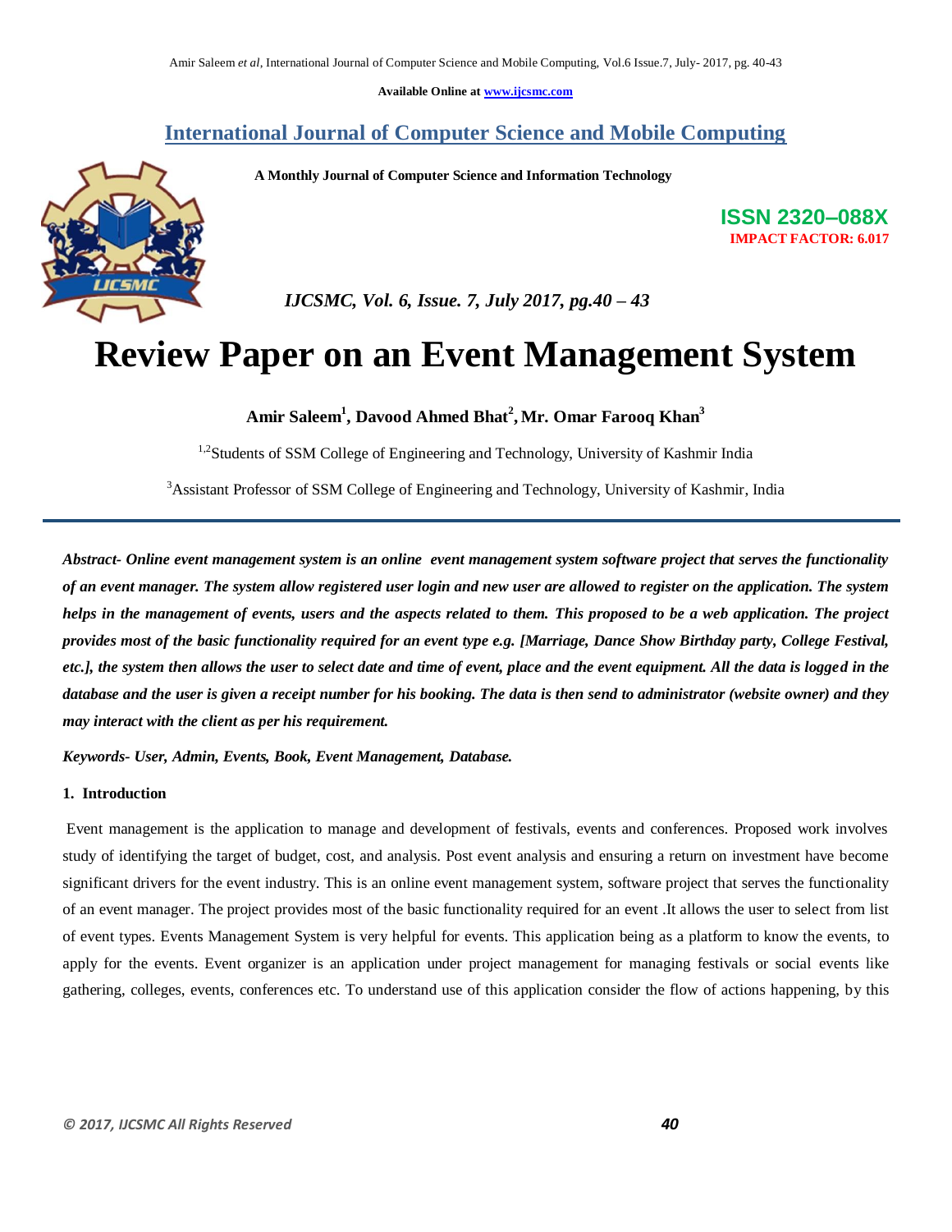Available Online at www.ijcsmc.com

# International Journal of Computer Science and Mobile Computing

**A Monthly Journal of Computer Science and Information Technology**

**ISSN 2320–088X**
**IMPACT FACTOR: 6.017**

*IJCSMC, Vol. 6, Issue. 7, July 2017, pg.40 – 43*

# Review Paper on an Event Management System

**Amir Saleem[1], Davood Ahmed Bhat[2], Mr. Omar Farooq Khan[3]**

[1,2]Students of SSM College of Engineering and Technology, University of Kashmir India

[3]Assistant Professor of SSM College of Engineering and Technology, University of Kashmir, India

***Abstract-** Online event management system is an online event management system software project that serves the functionality of an event manager. The system allow registered user login and new user are allowed to register on the application. The system helps in the management of events, users and the aspects related to them. This proposed to be a web application. The project provides most of the basic functionality required for an event type e.g. [Marriage, Dance Show Birthday party, College Festival, etc.], the system then allows the user to select date and time of event, place and the event equipment. All the data is logged in the database and the user is given a receipt number for his booking. The data is then send to administrator (website owner) and they may interact with the client as per his requirement.*

***Keywords-** User, Admin, Events, Book, Event Management, Database.*

## 1. Introduction

Event management is the application to manage and development of festivals, events and conferences. Proposed work involves study of identifying the target of budget, cost, and analysis. Post event analysis and ensuring a return on investment have become significant drivers for the event industry. This is an online event management system, software project that serves the functionality of an event manager. The project provides most of the basic functionality required for an event .It allows the user to select from list of event types. Events Management System is very helpful for events. This application being as a platform to know the events, to apply for the events. Event organizer is an application under project management for managing festivals or social events like gathering, colleges, events, conferences etc. To understand use of this application consider the flow of actions happening, by this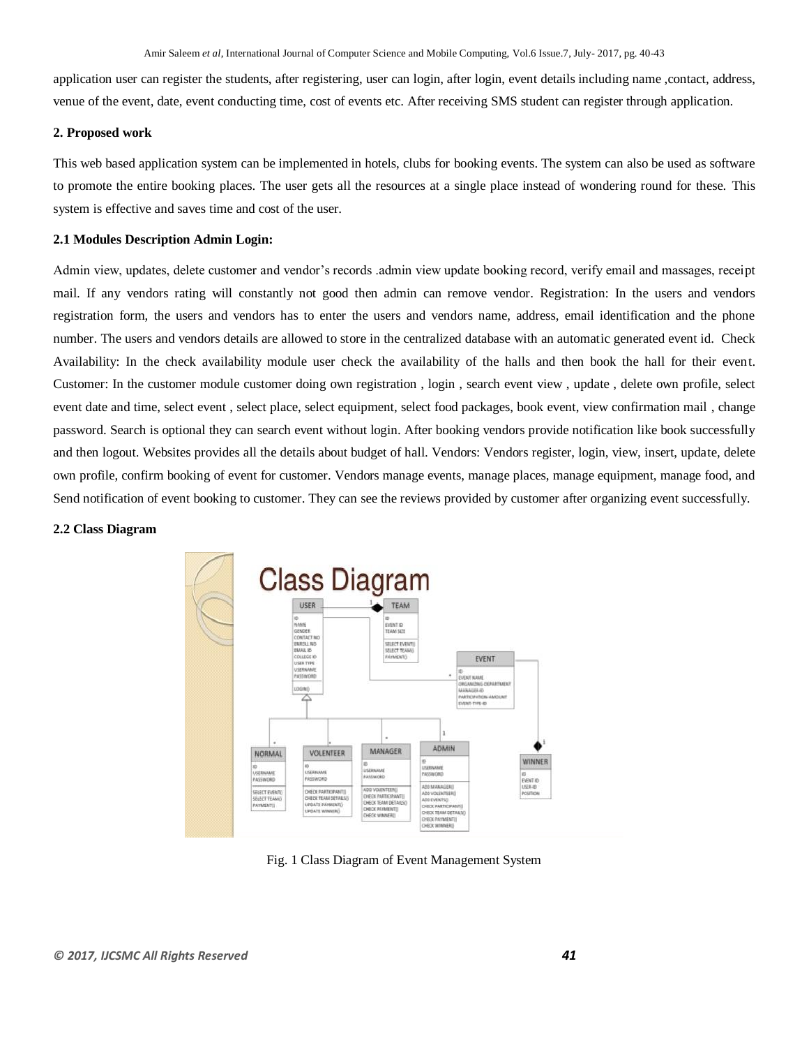application user can register the students, after registering, user can login, after login, event details including name ,contact, address, venue of the event, date, event conducting time, cost of events etc. After receiving SMS student can register through application.

## 2. Proposed work

This web based application system can be implemented in hotels, clubs for booking events. The system can also be used as software to promote the entire booking places. The user gets all the resources at a single place instead of wondering round for these. This system is effective and saves time and cost of the user.

### 2.1 Modules Description Admin Login:

Admin view, updates, delete customer and vendor's records .admin view update booking record, verify email and massages, receipt mail. If any vendors rating will constantly not good then admin can remove vendor. Registration: In the users and vendors registration form, the users and vendors has to enter the users and vendors name, address, email identification and the phone number. The users and vendors details are allowed to store in the centralized database with an automatic generated event id. Check Availability: In the check availability module user check the availability of the halls and then book the hall for their event. Customer: In the customer module customer doing own registration , login , search event view , update , delete own profile, select event date and time, select event , select place, select equipment, select food packages, book event, view confirmation mail , change password. Search is optional they can search event without login. After booking vendors provide notification like book successfully and then logout. Websites provides all the details about budget of hall. Vendors: Vendors register, login, view, insert, update, delete own profile, confirm booking of event for customer. Vendors manage events, manage places, manage equipment, manage food, and Send notification of event booking to customer. They can see the reviews provided by customer after organizing event successfully.

### 2.2 Class Diagram

Fig. 1 Class Diagram of Event Management System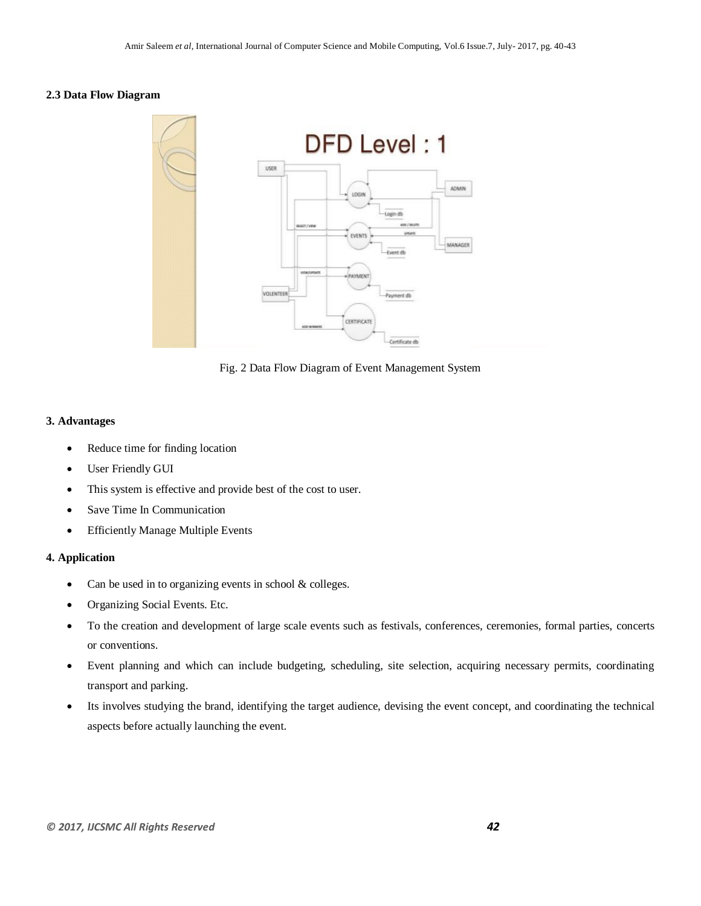### 2.3 Data Flow Diagram

Fig. 2 Data Flow Diagram of Event Management System

### 3. Advantages

- Reduce time for finding location
- User Friendly GUI
- This system is effective and provide best of the cost to user.
- Save Time In Communication
- Efficiently Manage Multiple Events

### 4. Application

- Can be used in to organizing events in school & colleges.
- Organizing Social Events. Etc.
- To the creation and development of large scale events such as festivals, conferences, ceremonies, formal parties, concerts or conventions.
- Event planning and which can include budgeting, scheduling, site selection, acquiring necessary permits, coordinating transport and parking.
- Its involves studying the brand, identifying the target audience, devising the event concept, and coordinating the technical aspects before actually launching the event.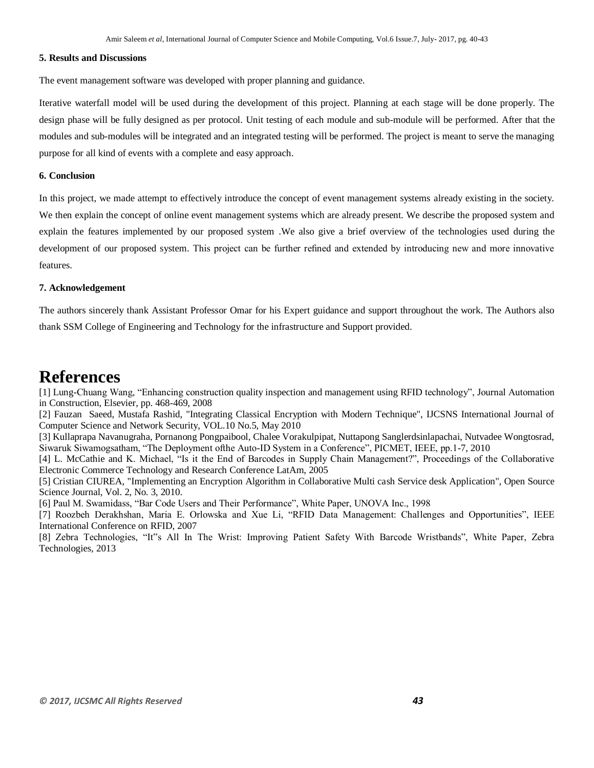**5. Results and Discussions**

The event management software was developed with proper planning and guidance.

Iterative waterfall model will be used during the development of this project. Planning at each stage will be done properly. The design phase will be fully designed as per protocol. Unit testing of each module and sub-module will be performed. After that the modules and sub-modules will be integrated and an integrated testing will be performed. The project is meant to serve the managing purpose for all kind of events with a complete and easy approach.

**6. Conclusion**

In this project, we made attempt to effectively introduce the concept of event management systems already existing in the society. We then explain the concept of online event management systems which are already present. We describe the proposed system and explain the features implemented by our proposed system .We also give a brief overview of the technologies used during the development of our proposed system. This project can be further refined and extended by introducing new and more innovative features.

**7. Acknowledgement**

The authors sincerely thank Assistant Professor Omar for his Expert guidance and support throughout the work. The Authors also thank SSM College of Engineering and Technology for the infrastructure and Support provided.

# References

[1] Lung-Chuang Wang, "Enhancing construction quality inspection and management using RFID technology", Journal Automation in Construction, Elsevier, pp. 468-469, 2008

[2] Fauzan Saeed, Mustafa Rashid, "Integrating Classical Encryption with Modern Technique", IJCSNS International Journal of Computer Science and Network Security, VOL.10 No.5, May 2010

[3] Kullaprapa Navanugraha, Pornanong Pongpaibool, Chalee Vorakulpipat, Nuttapong Sanglerdsinlapachai, Nutvadee Wongtosrad, Siwaruk Siwamogsatham, "The Deployment ofthe Auto-ID System in a Conference", PICMET, IEEE, pp.1-7, 2010

[4] L. McCathie and K. Michael, "Is it the End of Barcodes in Supply Chain Management?", Proceedings of the Collaborative Electronic Commerce Technology and Research Conference LatAm, 2005

[5] Cristian CIUREA, "Implementing an Encryption Algorithm in Collaborative Multi cash Service desk Application", Open Source Science Journal, Vol. 2, No. 3, 2010.

[6] Paul M. Swamidass, "Bar Code Users and Their Performance", White Paper, UNOVA Inc., 1998

[7] Roozbeh Derakhshan, Maria E. Orlowska and Xue Li, "RFID Data Management: Challenges and Opportunities", IEEE International Conference on RFID, 2007

[8] Zebra Technologies, "It"s All In The Wrist: Improving Patient Safety With Barcode Wristbands", White Paper, Zebra Technologies, 2013